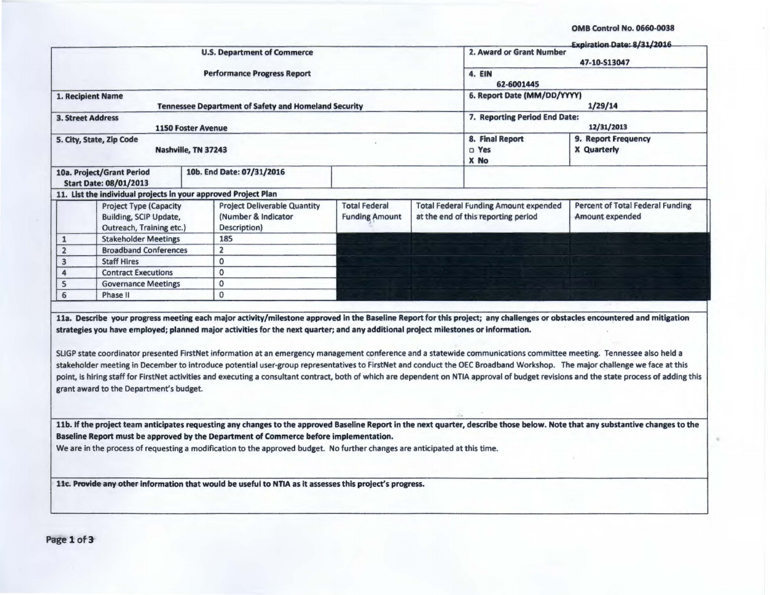OMB Control No. 0660-0038

Expiration Date: 8/31/2016

| U.S. Department of Commerce<br>Performance Progress Report | | 2. Award or Grant Number<br>47-10-S13047 | |
|---|---|---|---|
| | | 4. EIN<br>62-6001445 | |
| 1. Recipient Name<br>Tennessee Department of Safety and Homeland Security | | 6. Report Date (MM/DD/YYYY)<br>1/29/14 | |
| 3. Street Address<br>1150 Foster Avenue | | 7. Reporting Period End Date:<br>12/31/2013 | |
| 5. City, State, Zip Code<br>Nashville, TN 37243 | | 8. Final Report<br>□ Yes<br>X No | 9. Report Frequency<br>X Quarterly |
| 10a. Project/Grant Period<br>Start Date: 08/01/2013 | 10b. End Date: 07/31/2016 | | |

**11. List the individual projects in your approved Project Plan**

| | Project Type (Capacity Building, SCIP Update, Outreach, Training etc.) | Project Deliverable Quantity (Number & Indicator Description) | Total Federal Funding Amount | Total Federal Funding Amount expended at the end of this reporting period | Percent of Total Federal Funding Amount expended |
|---|---|---|---|---|---|
| 1 | Stakeholder Meetings | 185 | | | |
| 2 | Broadband Conferences | 2 | | | |
| 3 | Staff Hires | 0 | | | |
| 4 | Contract Executions | 0 | | | |
| 5 | Governance Meetings | 0 | | | |
| 6 | Phase II | 0 | | | |

**11a. Describe your progress meeting each major activity/milestone approved in the Baseline Report for this project; any challenges or obstacles encountered and mitigation strategies you have employed; planned major activities for the next quarter; and any additional project milestones or information.**

SLIGP state coordinator presented FirstNet information at an emergency management conference and a statewide communications committee meeting. Tennessee also held a stakeholder meeting in December to introduce potential user-group representatives to FirstNet and conduct the OEC Broadband Workshop. The major challenge we face at this point, is hiring staff for FirstNet activities and executing a consultant contract, both of which are dependent on NTIA approval of budget revisions and the state process of adding this grant award to the Department's budget.

**11b. If the project team anticipates requesting any changes to the approved Baseline Report in the next quarter, describe those below. Note that any substantive changes to the Baseline Report must be approved by the Department of Commerce before implementation.**

We are in the process of requesting a modification to the approved budget. No further changes are anticipated at this time.

**11c. Provide any other information that would be useful to NTIA as it assesses this project's progress.**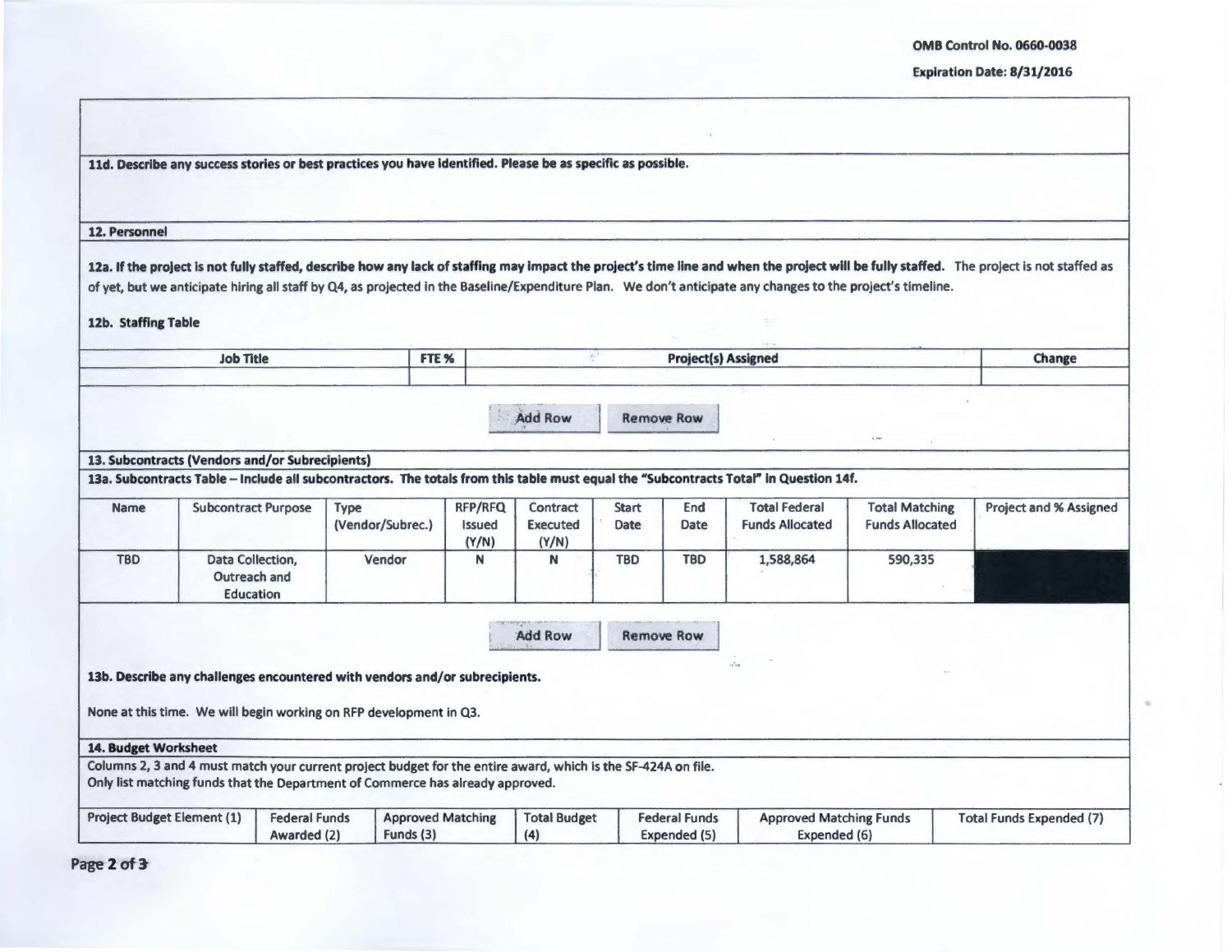OMB Control No. 0660-0038

Expiration Date: 8/31/2016

**11d. Describe any success stories or best practices you have identified. Please be as specific as possible.**

**12. Personnel**

**12a. If the project is not fully staffed, describe how any lack of staffing may impact the project's time line and when the project will be fully staffed.** The project is not staffed as of yet, but we anticipate hiring all staff by Q4, as projected in the Baseline/Expenditure Plan. We don't anticipate any changes to the project's timeline.

**12b. Staffing Table**

| Job Title | FTE % | Project(s) Assigned | Change |
|---|---|---|---|
| | | | |

Add Row | Remove Row

**13. Subcontracts (Vendors and/or Subrecipients)**

**13a. Subcontracts Table – Include all subcontractors. The totals from this table must equal the "Subcontracts Total" in Question 14f.**

| Name | Subcontract Purpose | Type (Vendor/Subrec.) | RFP/RFQ Issued (Y/N) | Contract Executed (Y/N) | Start Date | End Date | Total Federal Funds Allocated | Total Matching Funds Allocated | Project and % Assigned |
|---|---|---|---|---|---|---|---|---|---|
| TBD | Data Collection, Outreach and Education | Vendor | N | N | TBD | TBD | 1,588,864 | 590,335 | |

Add Row | Remove Row

**13b. Describe any challenges encountered with vendors and/or subrecipients.**

None at this time. We will begin working on RFP development in Q3.

**14. Budget Worksheet**

Columns 2, 3 and 4 must match your current project budget for the entire award, which is the SF-424A on file.
Only list matching funds that the Department of Commerce has already approved.

| Project Budget Element (1) | Federal Funds Awarded (2) | Approved Matching Funds (3) | Total Budget (4) | Federal Funds Expended (5) | Approved Matching Funds Expended (6) | Total Funds Expended (7) |
|---|---|---|---|---|---|---|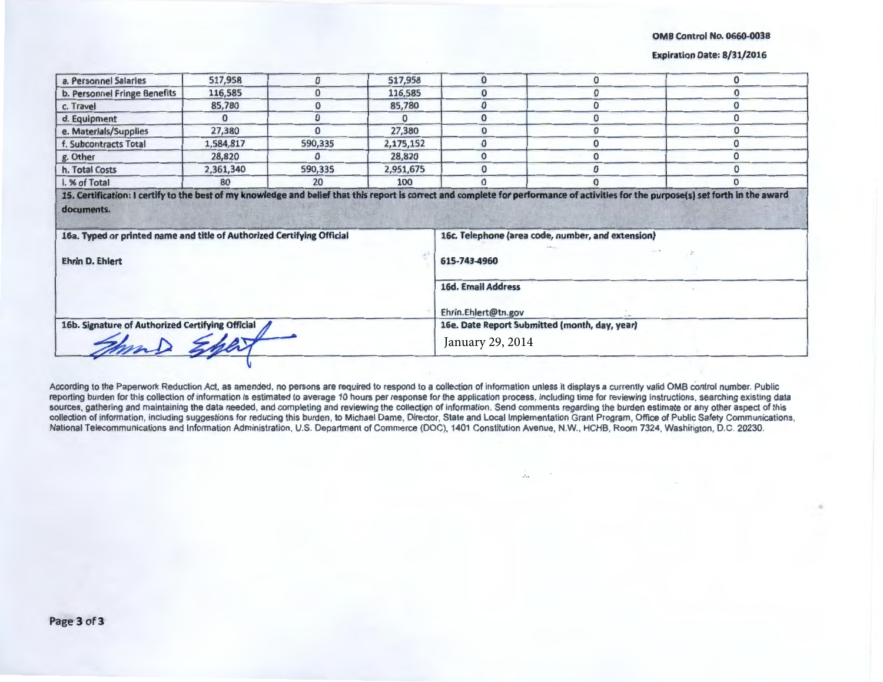**OMB Control No. 0660-0038**

**Expiration Date: 8/31/2016**

| | | | | | | |
|---|---|---|---|---|---|---|
| a. Personnel Salaries | 517,958 | 0 | 517,958 | 0 | 0 | 0 |
| b. Personnel Fringe Benefits | 116,585 | 0 | 116,585 | 0 | 0 | 0 |
| c. Travel | 85,780 | 0 | 85,780 | 0 | 0 | 0 |
| d. Equipment | 0 | 0 | 0 | 0 | 0 | 0 |
| e. Materials/Supplies | 27,380 | 0 | 27,380 | 0 | 0 | 0 |
| f. Subcontracts Total | 1,584,817 | 590,335 | 2,175,152 | 0 | 0 | 0 |
| g. Other | 28,820 | 0 | 28,820 | 0 | 0 | 0 |
| h. Total Costs | 2,361,340 | 590,335 | 2,951,675 | 0 | 0 | 0 |
| i. % of Total | 80 | 20 | 100 | 0 | 0 | 0 |

**15. Certification: I certify to the best of my knowledge and belief that this report is correct and complete for performance of activities for the purpose(s) set forth in the award documents.**

| | |
|---|---|
| **16a. Typed or printed name and title of Authorized Certifying Official** <br> **Ehrin D. Ehlert** | **16c. Telephone (area code, number, and extension)** <br> **615-743-4960** |
| | **16d. Email Address** <br> Ehrin.Ehlert@tn.gov |
| **16b. Signature of Authorized Certifying Official** <br> Ehrin D Ehlert | **16e. Date Report Submitted (month, day, year)** <br> January 29, 2014 |

According to the Paperwork Reduction Act, as amended, no persons are required to respond to a collection of information unless it displays a currently valid OMB control number. Public reporting burden for this collection of information is estimated to average 10 hours per response for the application process, including time for reviewing instructions, searching existing data sources, gathering and maintaining the data needed, and completing and reviewing the collection of information. Send comments regarding the burden estimate or any other aspect of this collection of information, including suggestions for reducing this burden, to Michael Dame, Director, State and Local Implementation Grant Program, Office of Public Safety Communications, National Telecommunications and Information Administration, U.S. Department of Commerce (DOC), 1401 Constitution Avenue, N.W., HCHB, Room 7324, Washington, D.C. 20230.